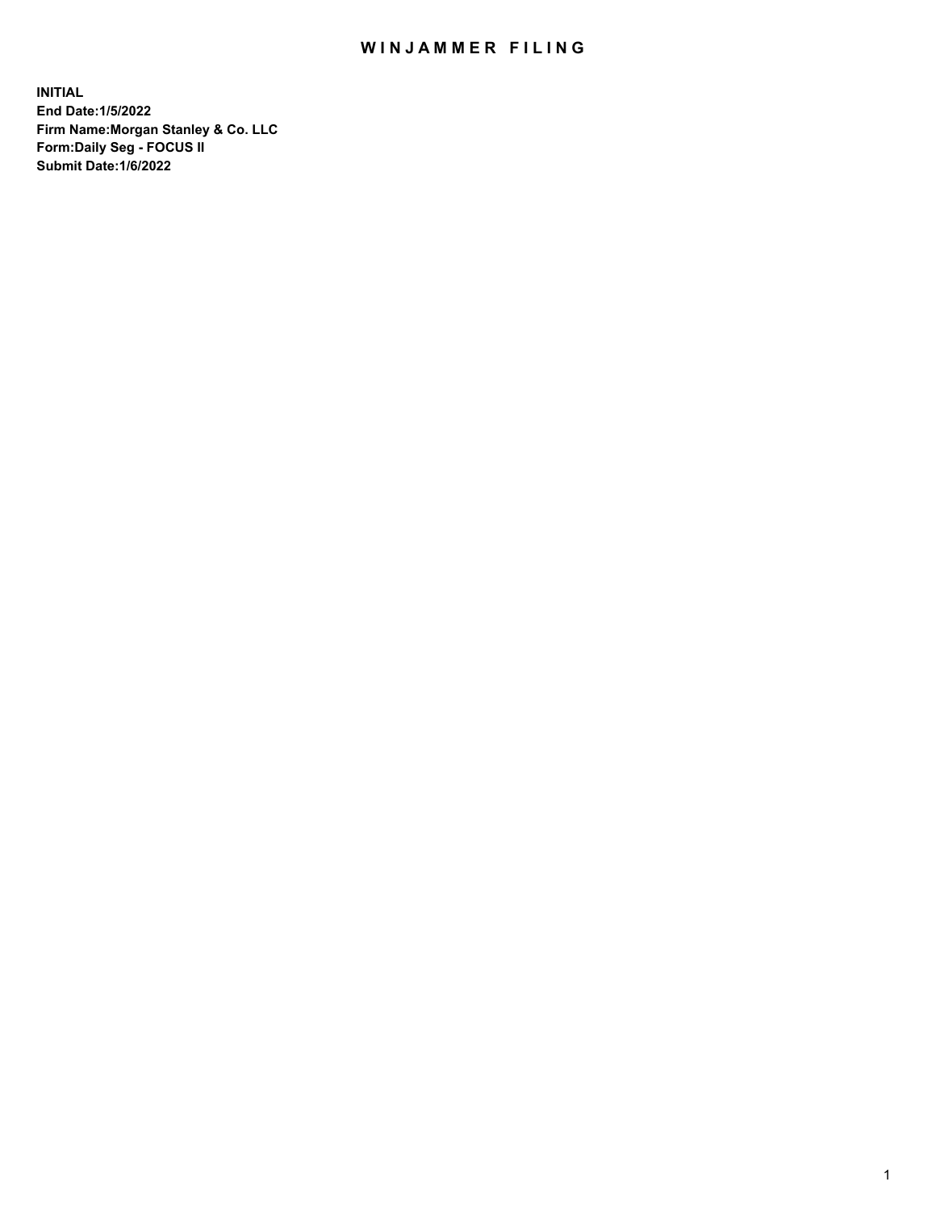# WINJAMMER FILING

**INITIAL**
**End Date:1/5/2022**
**Firm Name:Morgan Stanley & Co. LLC**
**Form:Daily Seg - FOCUS II**
**Submit Date:1/6/2022**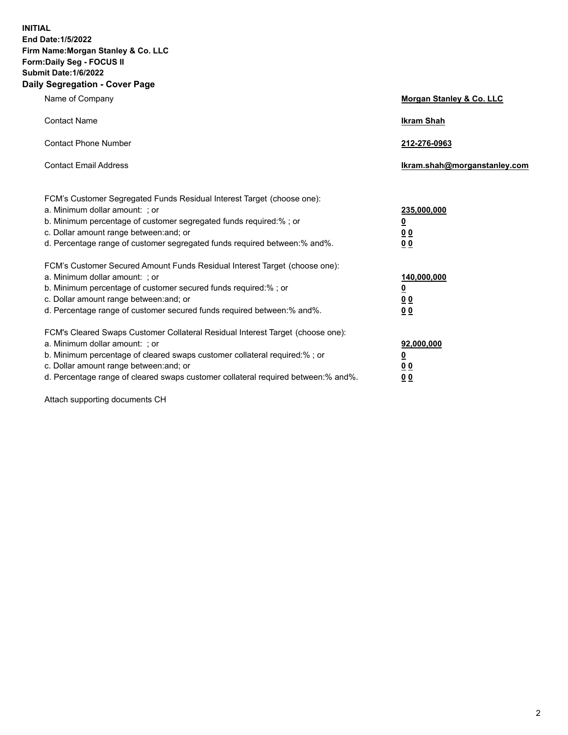**INITIAL**
**End Date:1/5/2022**
**Firm Name:Morgan Stanley & Co. LLC**
**Form:Daily Seg - FOCUS II**
**Submit Date:1/6/2022**

## Daily Segregation - Cover Page

| | |
|---|---|
| Name of Company | **Morgan Stanley & Co. LLC** |
| Contact Name | **Ikram Shah** |
| Contact Phone Number | **212-276-0963** |
| Contact Email Address | **Ikram.shah@morganstanley.com** |

| | |
|---|---|
| FCM's Customer Segregated Funds Residual Interest Target (choose one): | |
| a. Minimum dollar amount: ; or | **235,000,000** |
| b. Minimum percentage of customer segregated funds required:% ; or | **0** |
| c. Dollar amount range between:and; or | **0 0** |
| d. Percentage range of customer segregated funds required between:% and%. | **0 0** |
| FCM's Customer Secured Amount Funds Residual Interest Target (choose one): | |
| a. Minimum dollar amount: ; or | **140,000,000** |
| b. Minimum percentage of customer secured funds required:% ; or | **0** |
| c. Dollar amount range between:and; or | **0 0** |
| d. Percentage range of customer secured funds required between:% and%. | **0 0** |
| FCM's Cleared Swaps Customer Collateral Residual Interest Target (choose one): | |
| a. Minimum dollar amount: ; or | **92,000,000** |
| b. Minimum percentage of cleared swaps customer collateral required:% ; or | **0** |
| c. Dollar amount range between:and; or | **0 0** |
| d. Percentage range of cleared swaps customer collateral required between:% and%. | **0 0** |

Attach supporting documents CH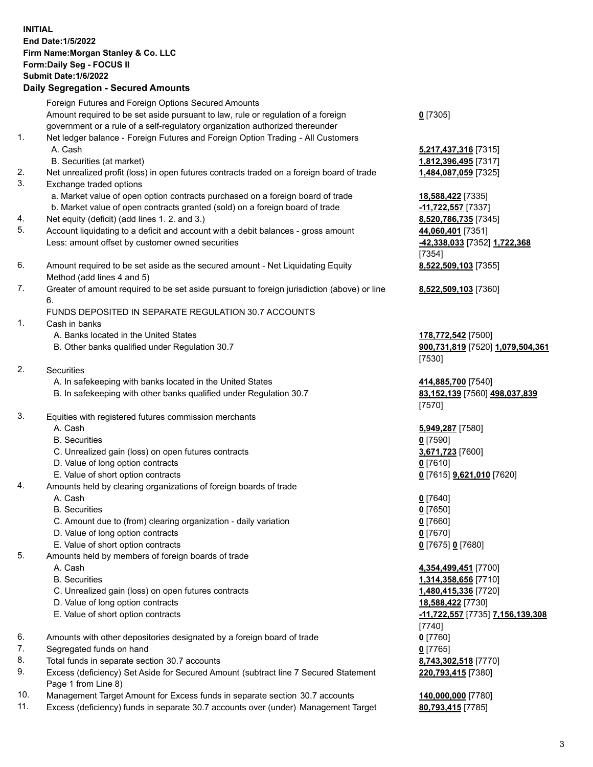**INITIAL**
**End Date:1/5/2022**
**Firm Name:Morgan Stanley & Co. LLC**
**Form:Daily Seg - FOCUS II**
**Submit Date:1/6/2022**

## Daily Segregation - Secured Amounts

| | | |
|---|---|---|
| | Foreign Futures and Foreign Options Secured Amounts | |
| | Amount required to be set aside pursuant to law, rule or regulation of a foreign government or a rule of a self-regulatory organization authorized thereunder | **0** [7305] |
| 1. | Net ledger balance - Foreign Futures and Foreign Option Trading - All Customers | |
| | A. Cash | **5,217,437,316** [7315] |
| | B. Securities (at market) | **1,812,396,495** [7317] |
| 2. | Net unrealized profit (loss) in open futures contracts traded on a foreign board of trade | **1,484,087,059** [7325] |
| 3. | Exchange traded options | |
| | a. Market value of open option contracts purchased on a foreign board of trade | **18,588,422** [7335] |
| | b. Market value of open contracts granted (sold) on a foreign board of trade | **-11,722,557** [7337] |
| 4. | Net equity (deficit) (add lines 1. 2. and 3.) | **8,520,786,735** [7345] |
| 5. | Account liquidating to a deficit and account with a debit balances - gross amount | **44,060,401** [7351] |
| | Less: amount offset by customer owned securities | **-42,338,033** [7352] **1,722,368** [7354] |
| 6. | Amount required to be set aside as the secured amount - Net Liquidating Equity Method (add lines 4 and 5) | **8,522,509,103** [7355] |
| 7. | Greater of amount required to be set aside pursuant to foreign jurisdiction (above) or line 6. | **8,522,509,103** [7360] |
| | FUNDS DEPOSITED IN SEPARATE REGULATION 30.7 ACCOUNTS | |
| 1. | Cash in banks | |
| | A. Banks located in the United States | **178,772,542** [7500] |
| | B. Other banks qualified under Regulation 30.7 | **900,731,819** [7520] **1,079,504,361** [7530] |
| 2. | Securities | |
| | A. In safekeeping with banks located in the United States | **414,885,700** [7540] |
| | B. In safekeeping with other banks qualified under Regulation 30.7 | **83,152,139** [7560] **498,037,839** [7570] |
| 3. | Equities with registered futures commission merchants | |
| | A. Cash | **5,949,287** [7580] |
| | B. Securities | **0** [7590] |
| | C. Unrealized gain (loss) on open futures contracts | **3,671,723** [7600] |
| | D. Value of long option contracts | **0** [7610] |
| | E. Value of short option contracts | **0** [7615] **9,621,010** [7620] |
| 4. | Amounts held by clearing organizations of foreign boards of trade | |
| | A. Cash | **0** [7640] |
| | B. Securities | **0** [7650] |
| | C. Amount due to (from) clearing organization - daily variation | **0** [7660] |
| | D. Value of long option contracts | **0** [7670] |
| | E. Value of short option contracts | **0** [7675] **0** [7680] |
| 5. | Amounts held by members of foreign boards of trade | |
| | A. Cash | **4,354,499,451** [7700] |
| | B. Securities | **1,314,358,656** [7710] |
| | C. Unrealized gain (loss) on open futures contracts | **1,480,415,336** [7720] |
| | D. Value of long option contracts | **18,588,422** [7730] |
| | E. Value of short option contracts | **-11,722,557** [7735] **7,156,139,308** [7740] |
| 6. | Amounts with other depositories designated by a foreign board of trade | **0** [7760] |
| 7. | Segregated funds on hand | **0** [7765] |
| 8. | Total funds in separate section 30.7 accounts | **8,743,302,518** [7770] |
| 9. | Excess (deficiency) Set Aside for Secured Amount (subtract line 7 Secured Statement Page 1 from Line 8) | **220,793,415** [7380] |
| 10. | Management Target Amount for Excess funds in separate section 30.7 accounts | **140,000,000** [7780] |
| 11. | Excess (deficiency) funds in separate 30.7 accounts over (under) Management Target | **80,793,415** [7785] |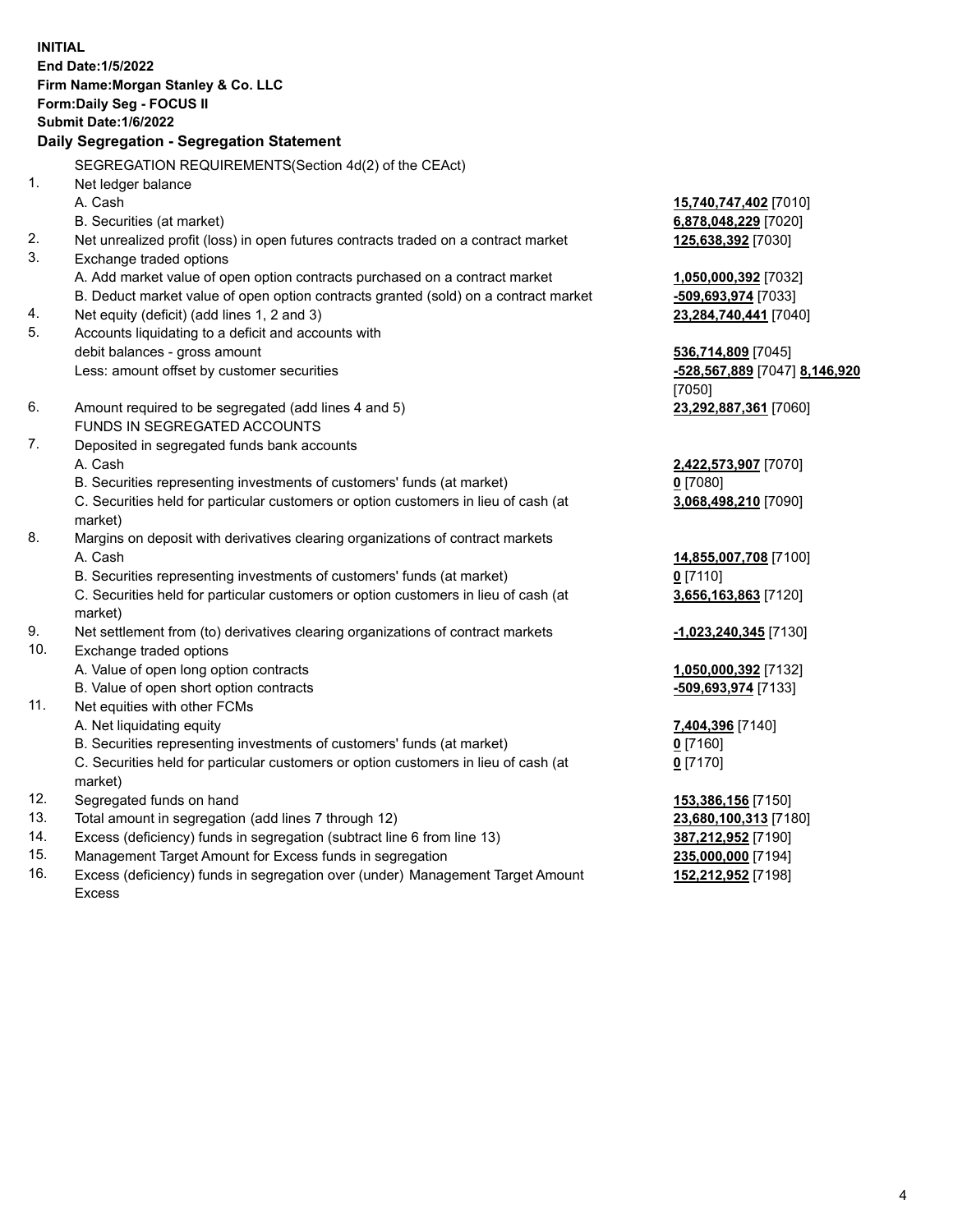**INITIAL**
**End Date:1/5/2022**
**Firm Name:Morgan Stanley & Co. LLC**
**Form:Daily Seg - FOCUS II**
**Submit Date:1/6/2022**

### Daily Segregation - Segregation Statement

| | | |
|---|---|---|
| | SEGREGATION REQUIREMENTS(Section 4d(2) of the CEAct) | |
| 1. | Net ledger balance | |
| | A. Cash | **15,740,747,402** [7010] |
| | B. Securities (at market) | **6,878,048,229** [7020] |
| 2. | Net unrealized profit (loss) in open futures contracts traded on a contract market | **125,638,392** [7030] |
| 3. | Exchange traded options | |
| | A. Add market value of open option contracts purchased on a contract market | **1,050,000,392** [7032] |
| | B. Deduct market value of open option contracts granted (sold) on a contract market | **-509,693,974** [7033] |
| 4. | Net equity (deficit) (add lines 1, 2 and 3) | **23,284,740,441** [7040] |
| 5. | Accounts liquidating to a deficit and accounts with debit balances - gross amount | **536,714,809** [7045] |
| | Less: amount offset by customer securities | **-528,567,889** [7047] **8,146,920** [7050] |
| 6. | Amount required to be segregated (add lines 4 and 5) | **23,292,887,361** [7060] |
| | FUNDS IN SEGREGATED ACCOUNTS | |
| 7. | Deposited in segregated funds bank accounts | |
| | A. Cash | **2,422,573,907** [7070] |
| | B. Securities representing investments of customers' funds (at market) | **0** [7080] |
| | C. Securities held for particular customers or option customers in lieu of cash (at market) | **3,068,498,210** [7090] |
| 8. | Margins on deposit with derivatives clearing organizations of contract markets | |
| | A. Cash | **14,855,007,708** [7100] |
| | B. Securities representing investments of customers' funds (at market) | **0** [7110] |
| | C. Securities held for particular customers or option customers in lieu of cash (at market) | **3,656,163,863** [7120] |
| 9. | Net settlement from (to) derivatives clearing organizations of contract markets | **-1,023,240,345** [7130] |
| 10. | Exchange traded options | |
| | A. Value of open long option contracts | **1,050,000,392** [7132] |
| | B. Value of open short option contracts | **-509,693,974** [7133] |
| 11. | Net equities with other FCMs | |
| | A. Net liquidating equity | **7,404,396** [7140] |
| | B. Securities representing investments of customers' funds (at market) | **0** [7160] |
| | C. Securities held for particular customers or option customers in lieu of cash (at market) | **0** [7170] |
| 12. | Segregated funds on hand | **153,386,156** [7150] |
| 13. | Total amount in segregation (add lines 7 through 12) | **23,680,100,313** [7180] |
| 14. | Excess (deficiency) funds in segregation (subtract line 6 from line 13) | **387,212,952** [7190] |
| 15. | Management Target Amount for Excess funds in segregation | **235,000,000** [7194] |
| 16. | Excess (deficiency) funds in segregation over (under) Management Target Amount Excess | **152,212,952** [7198] |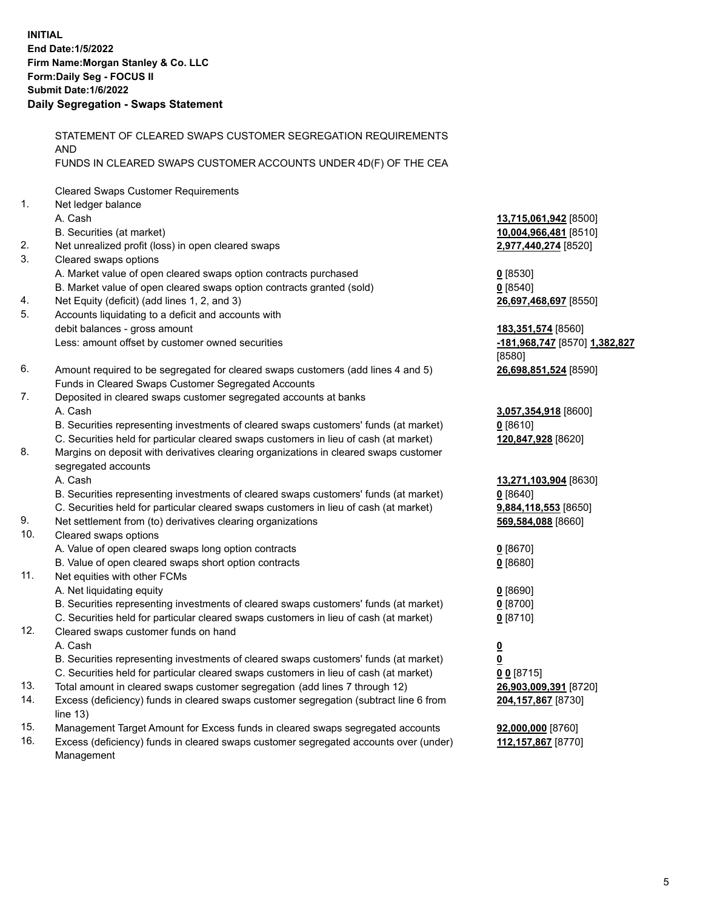**INITIAL**
**End Date:1/5/2022**
**Firm Name:Morgan Stanley & Co. LLC**
**Form:Daily Seg - FOCUS II**
**Submit Date:1/6/2022**
**Daily Segregation - Swaps Statement**

STATEMENT OF CLEARED SWAPS CUSTOMER SEGREGATION REQUIREMENTS AND FUNDS IN CLEARED SWAPS CUSTOMER ACCOUNTS UNDER 4D(F) OF THE CEA

| | | |
|---|---|---|
| | Cleared Swaps Customer Requirements | |
| 1. | Net ledger balance | |
| | A. Cash | **13,715,061,942** [8500] |
| | B. Securities (at market) | **10,004,966,481** [8510] |
| 2. | Net unrealized profit (loss) in open cleared swaps | **2,977,440,274** [8520] |
| 3. | Cleared swaps options | |
| | A. Market value of open cleared swaps option contracts purchased | **0** [8530] |
| | B. Market value of open cleared swaps option contracts granted (sold) | **0** [8540] |
| 4. | Net Equity (deficit) (add lines 1, 2, and 3) | **26,697,468,697** [8550] |
| 5. | Accounts liquidating to a deficit and accounts with debit balances - gross amount | **183,351,574** [8560] |
| | Less: amount offset by customer owned securities | **-181,968,747** [8570] **1,382,827** [8580] |
| 6. | Amount required to be segregated for cleared swaps customers (add lines 4 and 5) | **26,698,851,524** [8590] |
| | Funds in Cleared Swaps Customer Segregated Accounts | |
| 7. | Deposited in cleared swaps customer segregated accounts at banks | |
| | A. Cash | **3,057,354,918** [8600] |
| | B. Securities representing investments of cleared swaps customers' funds (at market) | **0** [8610] |
| | C. Securities held for particular cleared swaps customers in lieu of cash (at market) | **120,847,928** [8620] |
| 8. | Margins on deposit with derivatives clearing organizations in cleared swaps customer segregated accounts | |
| | A. Cash | **13,271,103,904** [8630] |
| | B. Securities representing investments of cleared swaps customers' funds (at market) | **0** [8640] |
| | C. Securities held for particular cleared swaps customers in lieu of cash (at market) | **9,884,118,553** [8650] |
| 9. | Net settlement from (to) derivatives clearing organizations | **569,584,088** [8660] |
| 10. | Cleared swaps options | |
| | A. Value of open cleared swaps long option contracts | **0** [8670] |
| | B. Value of open cleared swaps short option contracts | **0** [8680] |
| 11. | Net equities with other FCMs | |
| | A. Net liquidating equity | **0** [8690] |
| | B. Securities representing investments of cleared swaps customers' funds (at market) | **0** [8700] |
| | C. Securities held for particular cleared swaps customers in lieu of cash (at market) | **0** [8710] |
| 12. | Cleared swaps customer funds on hand | |
| | A. Cash | **0** |
| | B. Securities representing investments of cleared swaps customers' funds (at market) | **0** |
| | C. Securities held for particular cleared swaps customers in lieu of cash (at market) | **0** **0** [8715] |
| 13. | Total amount in cleared swaps customer segregation (add lines 7 through 12) | **26,903,009,391** [8720] |
| 14. | Excess (deficiency) funds in cleared swaps customer segregation (subtract line 6 from line 13) | **204,157,867** [8730] |
| 15. | Management Target Amount for Excess funds in cleared swaps segregated accounts | **92,000,000** [8760] |
| 16. | Excess (deficiency) funds in cleared swaps customer segregated accounts over (under) Management | **112,157,867** [8770] |